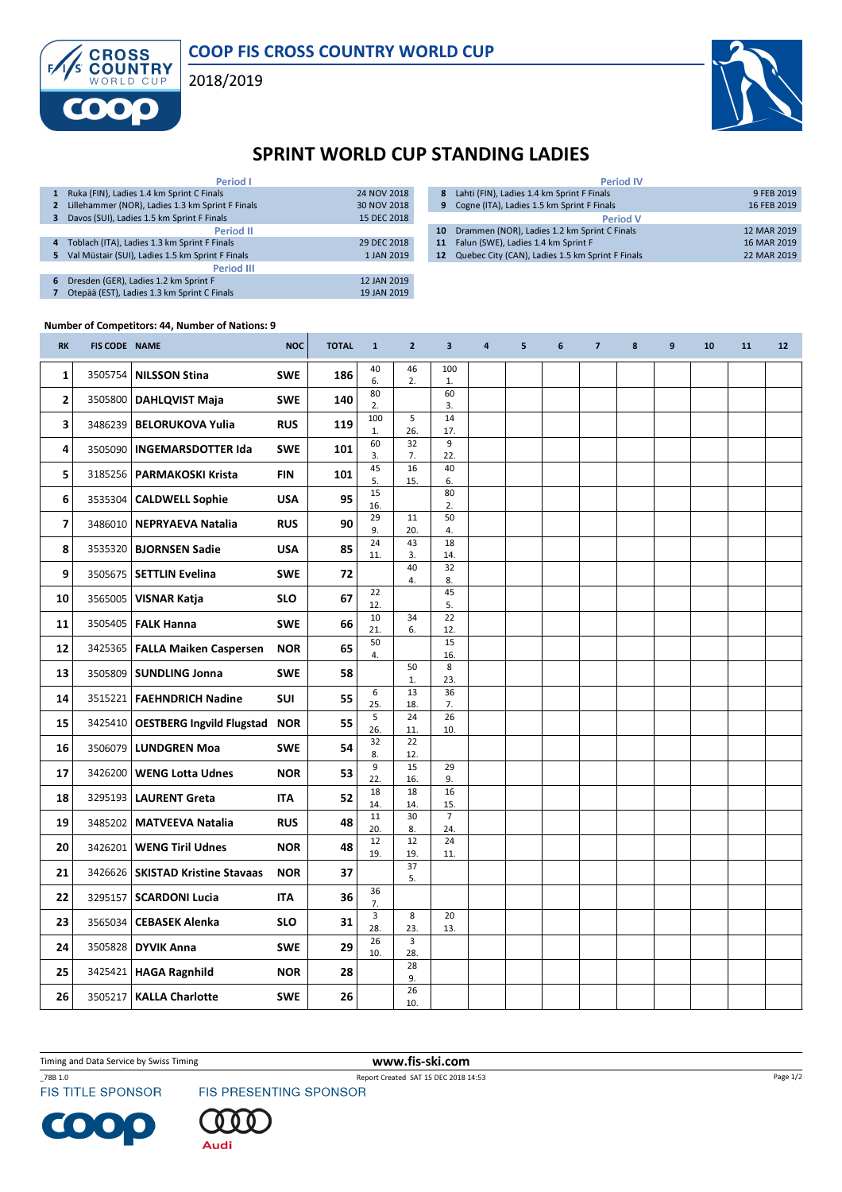COOP FIS CROSS COUNTRY WORLD CUP

2018/2019

# SPRINT WORLD CUP STANDING LADIES

| # | Period I | Date |
|---|---|---|
| 1 | Ruka (FIN), Ladies 1.4 km Sprint C Finals | 24 NOV 2018 |
| 2 | Lillehammer (NOR), Ladies 1.3 km Sprint F Finals | 30 NOV 2018 |
| 3 | Davos (SUI), Ladies 1.5 km Sprint F Finals | 15 DEC 2018 |
| | **Period II** | |
| 4 | Toblach (ITA), Ladies 1.3 km Sprint F Finals | 29 DEC 2018 |
| 5 | Val Müstair (SUI), Ladies 1.5 km Sprint F Finals | 1 JAN 2019 |
| | **Period III** | |
| 6 | Dresden (GER), Ladies 1.2 km Sprint F | 12 JAN 2019 |
| 7 | Otepää (EST), Ladies 1.3 km Sprint C Finals | 19 JAN 2019 |
| | **Period IV** | |
| 8 | Lahti (FIN), Ladies 1.4 km Sprint F Finals | 9 FEB 2019 |
| 9 | Cogne (ITA), Ladies 1.5 km Sprint F Finals | 16 FEB 2019 |
| | **Period V** | |
| 10 | Drammen (NOR), Ladies 1.2 km Sprint C Finals | 12 MAR 2019 |
| 11 | Falun (SWE), Ladies 1.4 km Sprint F | 16 MAR 2019 |
| 12 | Quebec City (CAN), Ladies 1.5 km Sprint F Finals | 22 MAR 2019 |

**Number of Competitors: 44, Number of Nations: 9**

| RK | FIS CODE | NAME | NOC | TOTAL | 1 | 2 | 3 | 4 | 5 | 6 | 7 | 8 | 9 | 10 | 11 | 12 |
|---|---|---|---|---|---|---|---|---|---|---|---|---|---|---|---|---|
| 1 | 3505754 | NILSSON Stina | SWE | 186 | 40 6. | 46 2. | 100 1. | | | | | | | | | |
| 2 | 3505800 | DAHLQVIST Maja | SWE | 140 | 80 2. | | 60 3. | | | | | | | | | |
| 3 | 3486239 | BELORUKOVA Yulia | RUS | 119 | 100 1. | 5 26. | 14 17. | | | | | | | | | |
| 4 | 3505090 | INGEMARSDOTTER Ida | SWE | 101 | 60 3. | 32 7. | 9 22. | | | | | | | | | |
| 5 | 3185256 | PARMAKOSKI Krista | FIN | 101 | 45 5. | 16 15. | 40 6. | | | | | | | | | |
| 6 | 3535304 | CALDWELL Sophie | USA | 95 | 15 16. | | 80 2. | | | | | | | | | |
| 7 | 3486010 | NEPRYAEVA Natalia | RUS | 90 | 29 9. | 11 20. | 50 4. | | | | | | | | | |
| 8 | 3535320 | BJORNSEN Sadie | USA | 85 | 24 11. | 43 3. | 18 14. | | | | | | | | | |
| 9 | 3505675 | SETTLIN Evelina | SWE | 72 | | 40 4. | 32 8. | | | | | | | | | |
| 10 | 3565005 | VISNAR Katja | SLO | 67 | 22 12. | | 45 5. | | | | | | | | | |
| 11 | 3505405 | FALK Hanna | SWE | 66 | 10 21. | 34 6. | 22 12. | | | | | | | | | |
| 12 | 3425365 | FALLA Maiken Caspersen | NOR | 65 | 50 4. | | 15 16. | | | | | | | | | |
| 13 | 3505809 | SUNDLING Jonna | SWE | 58 | | 50 1. | 8 23. | | | | | | | | | |
| 14 | 3515221 | FAEHNDRICH Nadine | SUI | 55 | 6 25. | 13 18. | 36 7. | | | | | | | | | |
| 15 | 3425410 | OESTBERG Ingvild Flugstad | NOR | 55 | 5 26. | 24 11. | 26 10. | | | | | | | | | |
| 16 | 3506079 | LUNDGREN Moa | SWE | 54 | 32 8. | 22 12. | | | | | | | | | | |
| 17 | 3426200 | WENG Lotta Udnes | NOR | 53 | 9 22. | 15 16. | 29 9. | | | | | | | | | |
| 18 | 3295193 | LAURENT Greta | ITA | 52 | 18 14. | 18 14. | 16 15. | | | | | | | | | |
| 19 | 3485202 | MATVEEVA Natalia | RUS | 48 | 11 20. | 30 8. | 7 24. | | | | | | | | | |
| 20 | 3426201 | WENG Tiril Udnes | NOR | 48 | 12 19. | 12 19. | 24 11. | | | | | | | | | |
| 21 | 3426626 | SKISTAD Kristine Stavaas | NOR | 37 | | 37 5. | | | | | | | | | | |
| 22 | 3295157 | SCARDONI Lucia | ITA | 36 | 36 7. | | | | | | | | | | | |
| 23 | 3565034 | CEBASEK Alenka | SLO | 31 | 3 28. | 8 23. | 20 13. | | | | | | | | | |
| 24 | 3505828 | DYVIK Anna | SWE | 29 | 26 10. | 3 28. | | | | | | | | | | |
| 25 | 3425421 | HAGA Ragnhild | NOR | 28 | | 28 9. | | | | | | | | | | |
| 26 | 3505217 | KALLA Charlotte | SWE | 26 | | 26 10. | | | | | | | | | | |

Timing and Data Service by Swiss Timing

www.fis-ski.com

_78B 1.0 Report Created SAT 15 DEC 2018 14:53

FIS TITLE SPONSOR FIS PRESENTING SPONSOR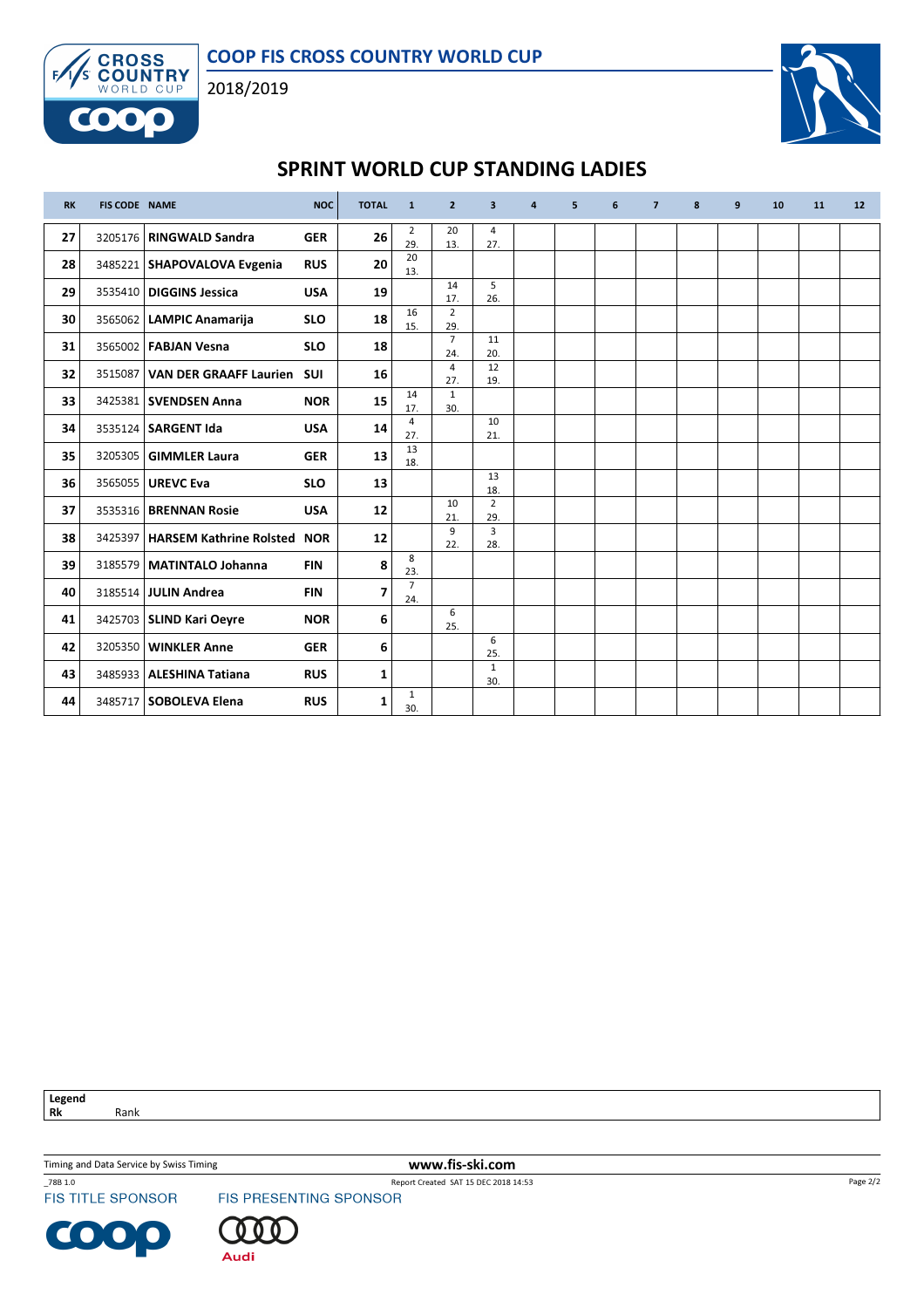COOP FIS CROSS COUNTRY WORLD CUP

2018/2019

# SPRINT WORLD CUP STANDING LADIES

| RK | FIS CODE | NAME | NOC | TOTAL | 1 | 2 | 3 | 4 | 5 | 6 | 7 | 8 | 9 | 10 | 11 | 12 |
|---|---|---|---|---|---|---|---|---|---|---|---|---|---|---|---|---|
| 27 | 3205176 | **RINGWALD Sandra** | GER | 26 | 2 29. | 20 13. | 4 27. | | | | | | | | | |
| 28 | 3485221 | **SHAPOVALOVA Evgenia** | RUS | 20 | 20 13. | | | | | | | | | | | |
| 29 | 3535410 | **DIGGINS Jessica** | USA | 19 | | 14 17. | 5 26. | | | | | | | | | |
| 30 | 3565062 | **LAMPIC Anamarija** | SLO | 18 | 16 15. | 2 29. | | | | | | | | | | |
| 31 | 3565002 | **FABJAN Vesna** | SLO | 18 | | 7 24. | 11 20. | | | | | | | | | |
| 32 | 3515087 | **VAN DER GRAAFF Laurien** | SUI | 16 | | 4 27. | 12 19. | | | | | | | | | |
| 33 | 3425381 | **SVENDSEN Anna** | NOR | 15 | 14 17. | 1 30. | | | | | | | | | | |
| 34 | 3535124 | **SARGENT Ida** | USA | 14 | 4 27. | | 10 21. | | | | | | | | | |
| 35 | 3205305 | **GIMMLER Laura** | GER | 13 | 13 18. | | | | | | | | | | | |
| 36 | 3565055 | **UREVC Eva** | SLO | 13 | | | 13 18. | | | | | | | | | |
| 37 | 3535316 | **BRENNAN Rosie** | USA | 12 | | 10 21. | 2 29. | | | | | | | | | |
| 38 | 3425397 | **HARSEM Kathrine Rolsted** | NOR | 12 | | 9 22. | 3 28. | | | | | | | | | |
| 39 | 3185579 | **MATINTALO Johanna** | FIN | 8 | 8 23. | | | | | | | | | | | |
| 40 | 3185514 | **JULIN Andrea** | FIN | 7 | 7 24. | | | | | | | | | | | |
| 41 | 3425703 | **SLIND Kari Oeyre** | NOR | 6 | | 6 25. | | | | | | | | | | |
| 42 | 3205350 | **WINKLER Anne** | GER | 6 | | | 6 25. | | | | | | | | | |
| 43 | 3485933 | **ALESHINA Tatiana** | RUS | 1 | | | 1 30. | | | | | | | | | |
| 44 | 3485717 | **SOBOLEVA Elena** | RUS | 1 | 1 30. | | | | | | | | | | | |

**Legend**
**Rk** Rank

Timing and Data Service by Swiss Timing

**www.fis-ski.com**

_78B 1.0

Report Created SAT 15 DEC 2018 14:53

FIS TITLE SPONSOR

FIS PRESENTING SPONSOR